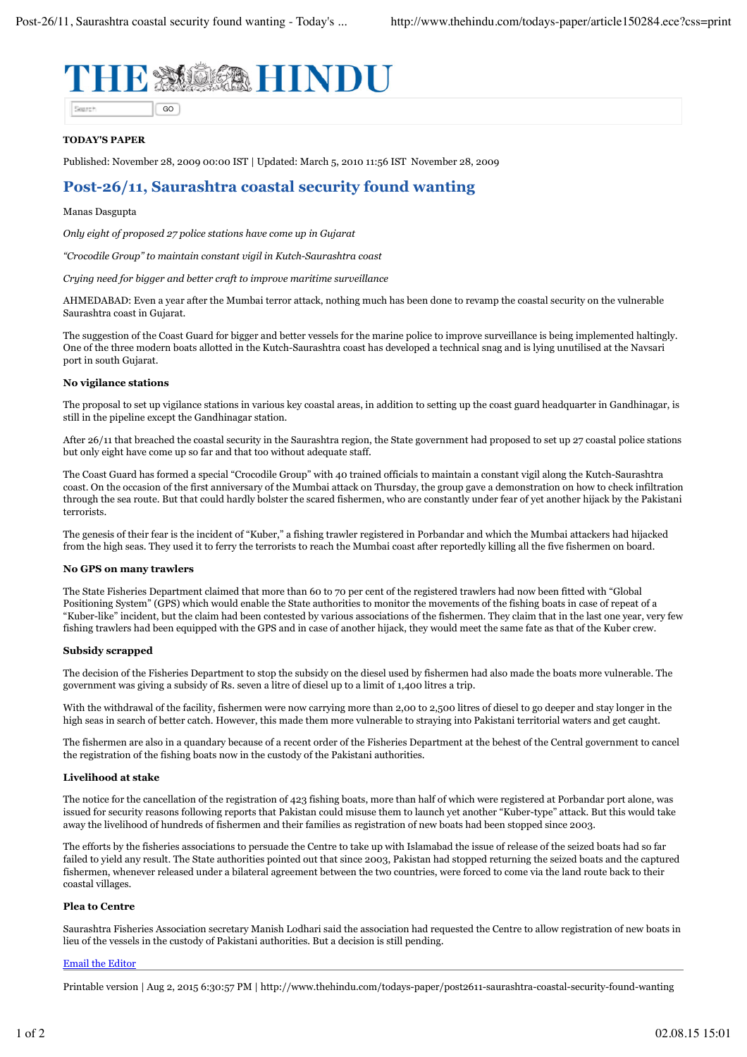# THE HINDU

**TODAY'S PAPER**

Published: November 28, 2009 00:00 IST | Updated: March 5, 2010 11:56 IST November 28, 2009

## Post-26/11, Saurashtra coastal security found wanting

Manas Dasgupta

*Only eight of proposed 27 police stations have come up in Gujarat*

*"Crocodile Group" to maintain constant vigil in Kutch-Saurashtra coast*

*Crying need for bigger and better craft to improve maritime surveillance*

AHMEDABAD: Even a year after the Mumbai terror attack, nothing much has been done to revamp the coastal security on the vulnerable Saurashtra coast in Gujarat.

The suggestion of the Coast Guard for bigger and better vessels for the marine police to improve surveillance is being implemented haltingly. One of the three modern boats allotted in the Kutch-Saurashtra coast has developed a technical snag and is lying unutilised at the Navsari port in south Gujarat.

**No vigilance stations**

The proposal to set up vigilance stations in various key coastal areas, in addition to setting up the coast guard headquarter in Gandhinagar, is still in the pipeline except the Gandhinagar station.

After 26/11 that breached the coastal security in the Saurashtra region, the State government had proposed to set up 27 coastal police stations but only eight have come up so far and that too without adequate staff.

The Coast Guard has formed a special "Crocodile Group" with 40 trained officials to maintain a constant vigil along the Kutch-Saurashtra coast. On the occasion of the first anniversary of the Mumbai attack on Thursday, the group gave a demonstration on how to check infiltration through the sea route. But that could hardly bolster the scared fishermen, who are constantly under fear of yet another hijack by the Pakistani terrorists.

The genesis of their fear is the incident of "Kuber," a fishing trawler registered in Porbandar and which the Mumbai attackers had hijacked from the high seas. They used it to ferry the terrorists to reach the Mumbai coast after reportedly killing all the five fishermen on board.

**No GPS on many trawlers**

The State Fisheries Department claimed that more than 60 to 70 per cent of the registered trawlers had now been fitted with "Global Positioning System" (GPS) which would enable the State authorities to monitor the movements of the fishing boats in case of repeat of a "Kuber-like" incident, but the claim had been contested by various associations of the fishermen. They claim that in the last one year, very few fishing trawlers had been equipped with the GPS and in case of another hijack, they would meet the same fate as that of the Kuber crew.

**Subsidy scrapped**

The decision of the Fisheries Department to stop the subsidy on the diesel used by fishermen had also made the boats more vulnerable. The government was giving a subsidy of Rs. seven a litre of diesel up to a limit of 1,400 litres a trip.

With the withdrawal of the facility, fishermen were now carrying more than 2,00 to 2,500 litres of diesel to go deeper and stay longer in the high seas in search of better catch. However, this made them more vulnerable to straying into Pakistani territorial waters and get caught.

The fishermen are also in a quandary because of a recent order of the Fisheries Department at the behest of the Central government to cancel the registration of the fishing boats now in the custody of the Pakistani authorities.

**Livelihood at stake**

The notice for the cancellation of the registration of 423 fishing boats, more than half of which were registered at Porbandar port alone, was issued for security reasons following reports that Pakistan could misuse them to launch yet another "Kuber-type" attack. But this would take away the livelihood of hundreds of fishermen and their families as registration of new boats had been stopped since 2003.

The efforts by the fisheries associations to persuade the Centre to take up with Islamabad the issue of release of the seized boats had so far failed to yield any result. The State authorities pointed out that since 2003, Pakistan had stopped returning the seized boats and the captured fishermen, whenever released under a bilateral agreement between the two countries, were forced to come via the land route back to their coastal villages.

**Plea to Centre**

Saurashtra Fisheries Association secretary Manish Lodhari said the association had requested the Centre to allow registration of new boats in lieu of the vessels in the custody of Pakistani authorities. But a decision is still pending.

Email the Editor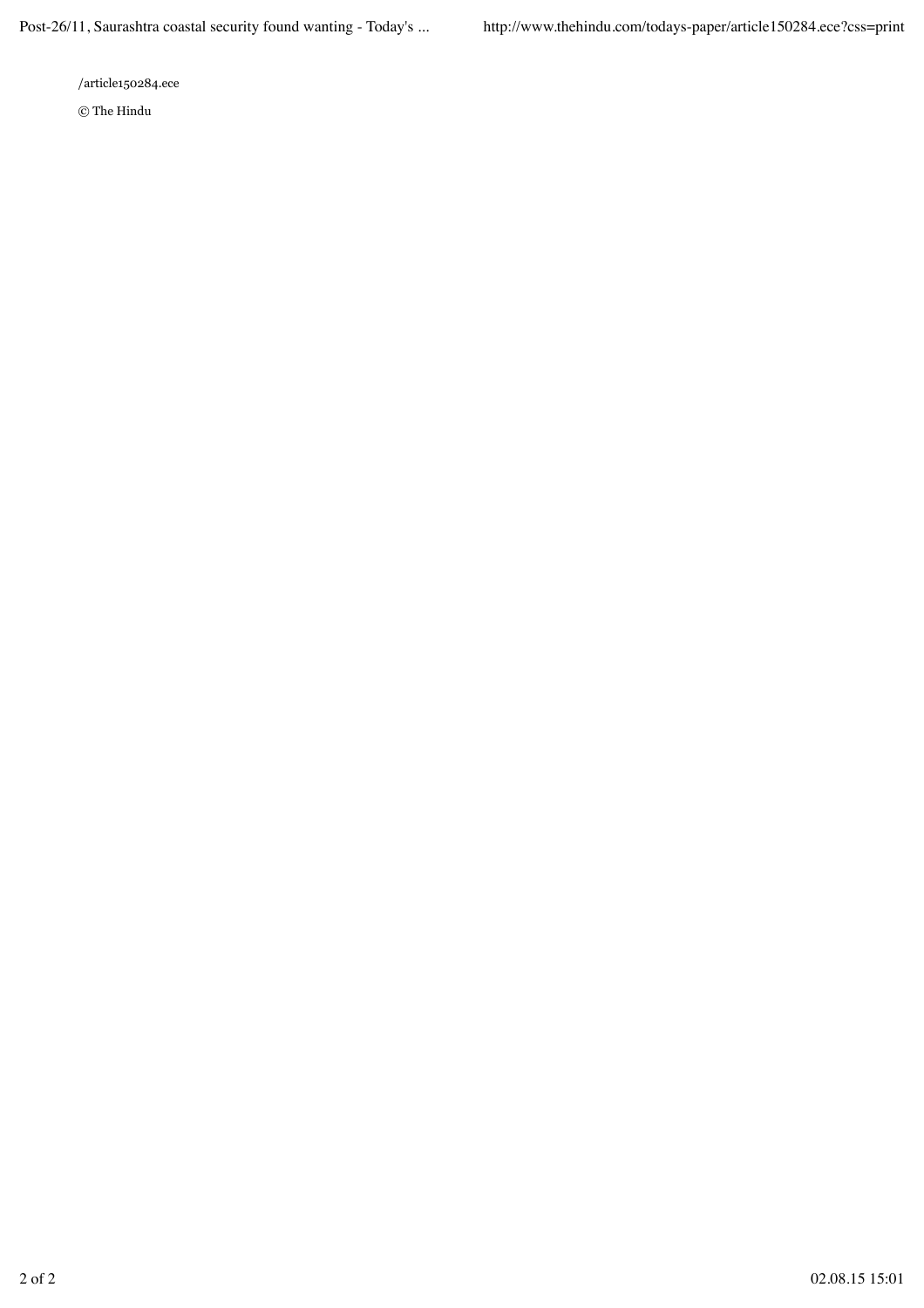/article150284.ece

© The Hindu